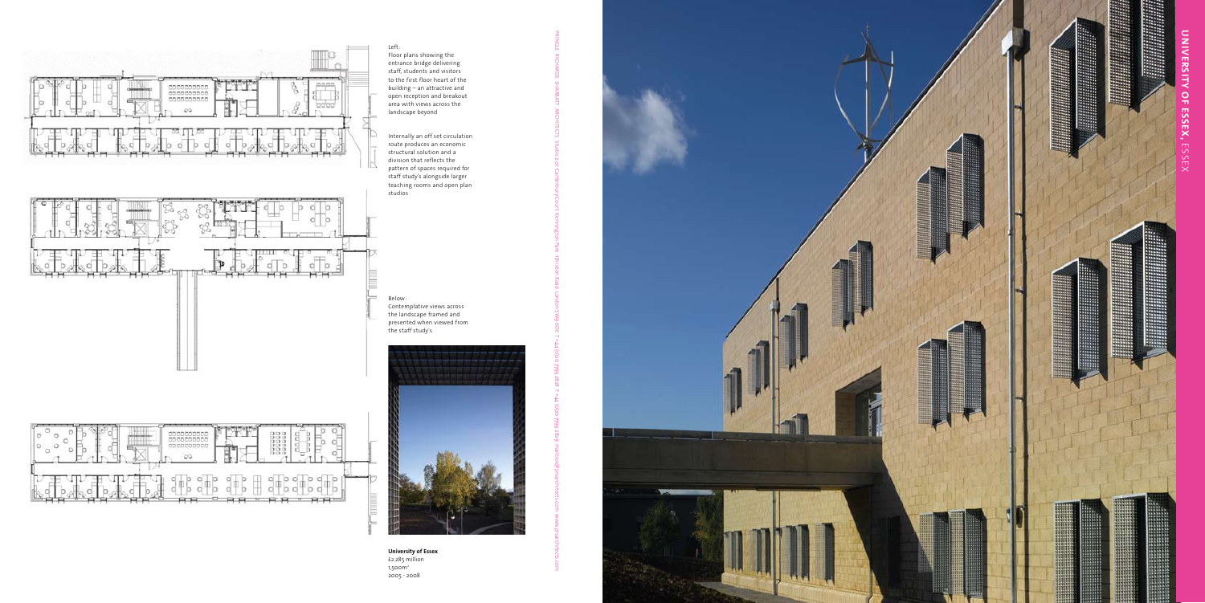# UNIVERSITY OF ESSEX, ESSEX

Left:
Floor plans showing the entrance bridge delivering staff, students and visitors to the first floor heart of the building – an attractive and open reception and breakout area with views across the landscape beyond

Internally an off set circulation route produces an economic structural solution and a division that reflects the pattern of spaces required for staff study's alongside larger teaching rooms and open plan studios

Below:
Contemplative views across the landscape framed and presented when viewed from the staff study's

**University of Essex**
£2.285 million
1,500m²
2005 - 2008

PRINGLE RICHARDS SHARRATT ARCHITECTS Studio 1.01 Canterbury Court Kennington Park 1 Brixton Road London SW9 6DE T +44 (0)20 7793 4848 F +44 (0)20 7793 2829 mail@prsarchitects.com www.prsarchitects.com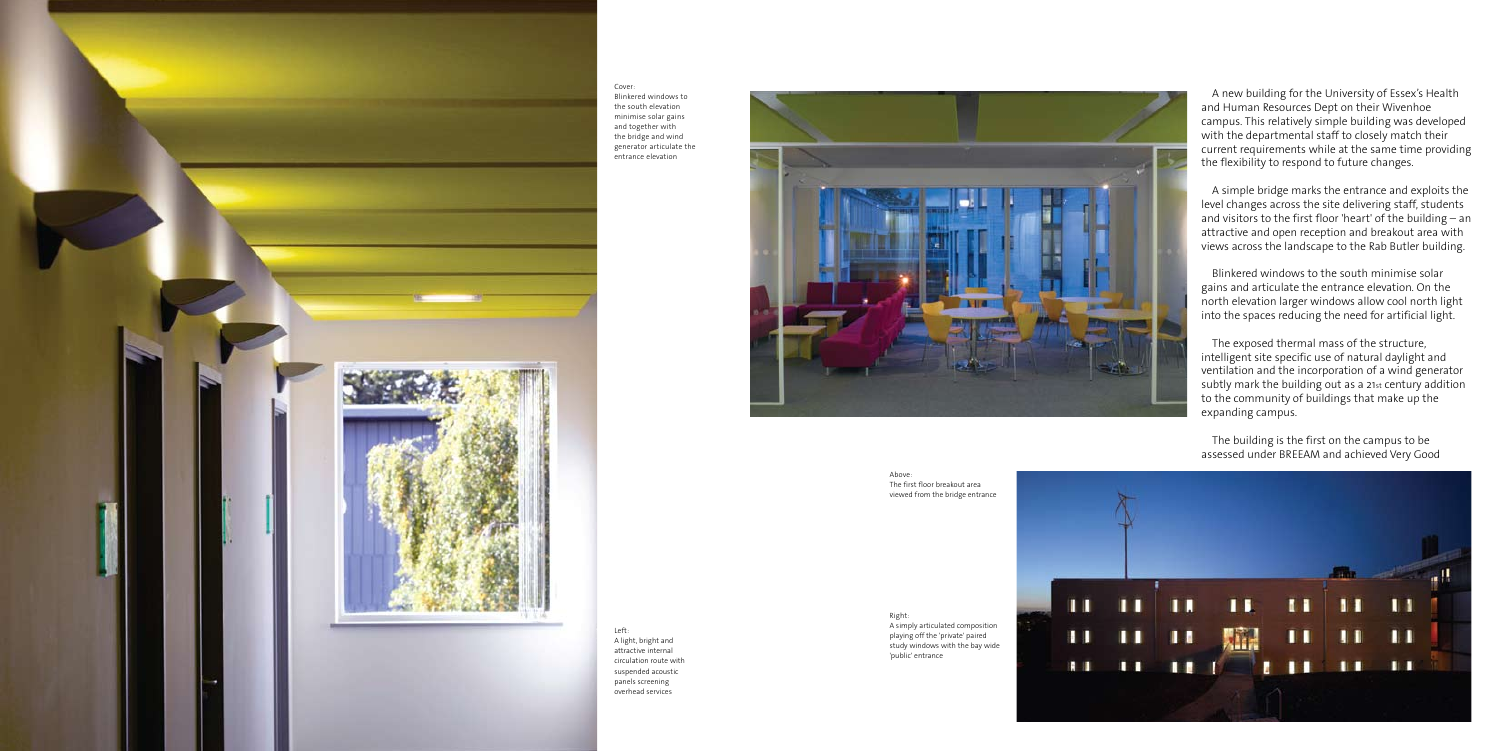Cover:
Blinkered windows to the south elevation minimise solar gains and together with the bridge and wind generator articulate the entrance elevation

Left:
A light, bright and attractive internal circulation route with suspended acoustic panels screening overhead services

Above:
The first floor breakout area viewed from the bridge entrance

Right:
A simply articulated composition playing off the 'private' paired study windows with the bay wide 'public' entrance

A new building for the University of Essex's Health and Human Resources Dept on their Wivenhoe campus. This relatively simple building was developed with the departmental staff to closely match their current requirements while at the same time providing the flexibility to respond to future changes.

A simple bridge marks the entrance and exploits the level changes across the site delivering staff, students and visitors to the first floor 'heart' of the building – an attractive and open reception and breakout area with views across the landscape to the Rab Butler building.

Blinkered windows to the south minimise solar gains and articulate the entrance elevation. On the north elevation larger windows allow cool north light into the spaces reducing the need for artificial light.

The exposed thermal mass of the structure, intelligent site specific use of natural daylight and ventilation and the incorporation of a wind generator subtly mark the building out as a 21st century addition to the community of buildings that make up the expanding campus.

The building is the first on the campus to be assessed under BREEAM and achieved Very Good